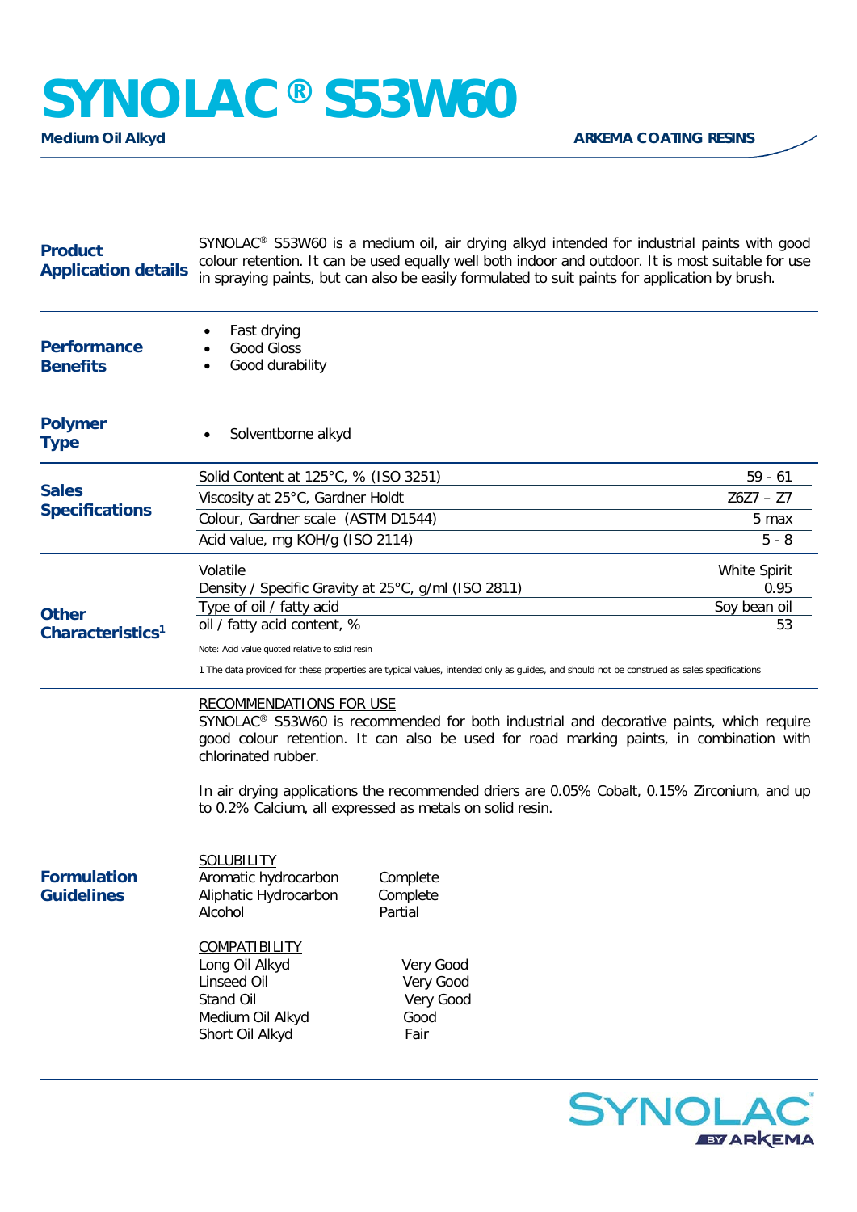# SYNOLAC® S53W60

**Medium Oil Alkyd**

**ARKEMA COATING RESINS**

## Product Application details

SYNOLAC® S53W60 is a medium oil, air drying alkyd intended for industrial paints with good colour retention. It can be used equally well both indoor and outdoor. It is most suitable for use in spraying paints, but can also be easily formulated to suit paints for application by brush.

## Performance Benefits

- Fast drying
- Good Gloss
- Good durability

## Polymer Type

- Solventborne alkyd

## Sales Specifications

| Property | Value |
|---|---|
| Solid Content at 125°C, % (ISO 3251) | 59 - 61 |
| Viscosity at 25°C, Gardner Holdt | Z6Z7 – Z7 |
| Colour, Gardner scale (ASTM D1544) | 5 max |
| Acid value, mg KOH/g (ISO 2114) | 5 - 8 |

## Other Characteristics[1]

| Property | Value |
|---|---|
| Volatile | White Spirit |
| Density / Specific Gravity at 25°C, g/ml (ISO 2811) | 0.95 |
| Type of oil / fatty acid | Soy bean oil |
| oil / fatty acid content, % | 53 |

Note: Acid value quoted relative to solid resin

1 The data provided for these properties are typical values, intended only as guides, and should not be construed as sales specifications

## Formulation Guidelines

RECOMMENDATIONS FOR USE

SYNOLAC® S53W60 is recommended for both industrial and decorative paints, which require good colour retention. It can also be used for road marking paints, in combination with chlorinated rubber.

In air drying applications the recommended driers are 0.05% Cobalt, 0.15% Zirconium, and up to 0.2% Calcium, all expressed as metals on solid resin.

SOLUBILITY

| | |
|---|---|
| Aromatic hydrocarbon | Complete |
| Aliphatic Hydrocarbon | Complete |
| Alcohol | Partial |

COMPATIBILITY

| | |
|---|---|
| Long Oil Alkyd | Very Good |
| Linseed Oil | Very Good |
| Stand Oil | Very Good |
| Medium Oil Alkyd | Good |
| Short Oil Alkyd | Fair |

SYNOLAC® BY ARKEMA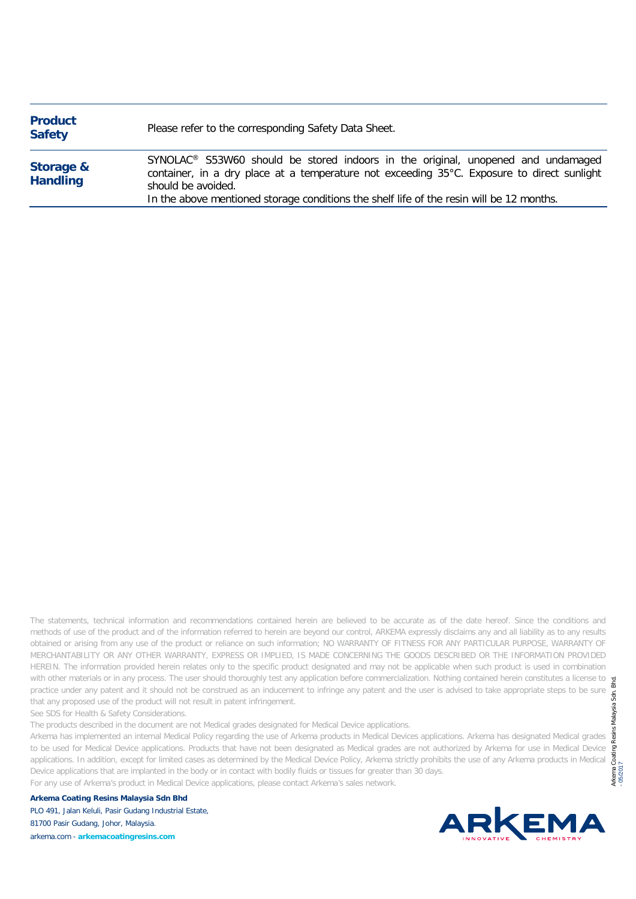| | |
|---|---|
| **Product Safety** | Please refer to the corresponding Safety Data Sheet. |
| **Storage & Handling** | SYNOLAC® S53W60 should be stored indoors in the original, unopened and undamaged container, in a dry place at a temperature not exceeding 35°C. Exposure to direct sunlight should be avoided.<br>In the above mentioned storage conditions the shelf life of the resin will be 12 months. |

The statements, technical information and recommendations contained herein are believed to be accurate as of the date hereof. Since the conditions and methods of use of the product and of the information referred to herein are beyond our control, ARKEMA expressly disclaims any and all liability as to any results obtained or arising from any use of the product or reliance on such information; NO WARRANTY OF FITNESS FOR ANY PARTICULAR PURPOSE, WARRANTY OF MERCHANTABILITY OR ANY OTHER WARRANTY, EXPRESS OR IMPLIED, IS MADE CONCERNING THE GOODS DESCRIBED OR THE INFORMATION PROVIDED HEREIN. The information provided herein relates only to the specific product designated and may not be applicable when such product is used in combination with other materials or in any process. The user should thoroughly test any application before commercialization. Nothing contained herein constitutes a license to practice under any patent and it should not be construed as an inducement to infringe any patent and the user is advised to take appropriate steps to be sure that any proposed use of the product will not result in patent infringement.

See SDS for Health & Safety Considerations.

The products described in the document are not Medical grades designated for Medical Device applications.

Arkema has implemented an internal Medical Policy regarding the use of Arkema products in Medical Devices applications. Arkema has designated Medical grades to be used for Medical Device applications. Products that have not been designated as Medical grades are not authorized by Arkema for use in Medical Device applications. In addition, except for limited cases as determined by the Medical Device Policy, Arkema strictly prohibits the use of any Arkema products in Medical Device applications that are implanted in the body or in contact with bodily fluids or tissues for greater than 30 days.

For any use of Arkema's product in Medical Device applications, please contact Arkema's sales network.

**Arkema Coating Resins Malaysia Sdn Bhd**
PLO 491, Jalan Keluli, Pasir Gudang Industrial Estate,
81700 Pasir Gudang, Johor, Malaysia.
arkema.com - **arkemacoatingresins.com**

ARKEMA INNOVATIVE CHEMISTRY

Arkema Coating Resins Malaysia Sdn. Bhd. - 05/2017